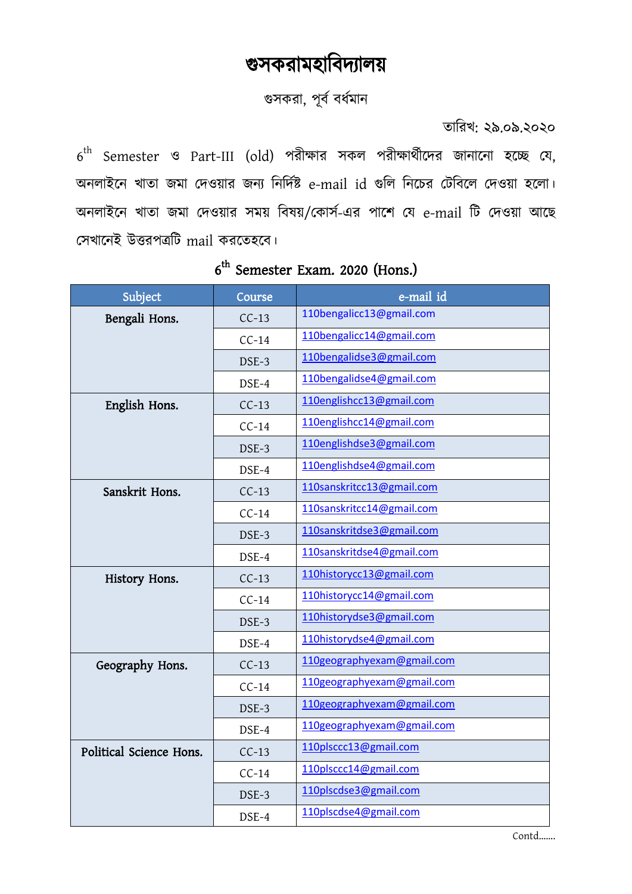# গুসকরামহাবিদ্যালয়

গুসকরা, পূর্ব বর্ধমান

তারিখ: ২৯.০৯.২০২০

$6^{th}$ Semester ও Part-III (old) পরীক্ষার সকল পরীক্ষার্থীদের জানানো হচ্ছে যে, অনলাইনে খাতা জমা দেওয়ার জন্য নির্দিষ্ট e-mail id গুলি নিচের টেবিলে দেওয়া হলো। অনলাইনে খাতা জমা দেওয়ার সময় বিষয়/কোর্স-এর পাশে যে e-mail টি দেওয়া আছে সেখানেই উত্তরপত্রটি mail করতেহবে।

## $6^{th}$ Semester Exam. 2020 (Hons.)

| Subject | Course | e-mail id |
|---|---|---|
| Bengali Hons. | CC-13 | 110bengalicc13@gmail.com |
| | CC-14 | 110bengalicc14@gmail.com |
| | DSE-3 | 110bengalidse3@gmail.com |
| | DSE-4 | 110bengalidse4@gmail.com |
| English Hons. | CC-13 | 110englishcc13@gmail.com |
| | CC-14 | 110englishcc14@gmail.com |
| | DSE-3 | 110englishdse3@gmail.com |
| | DSE-4 | 110englishdse4@gmail.com |
| Sanskrit Hons. | CC-13 | 110sanskritcc13@gmail.com |
| | CC-14 | 110sanskritcc14@gmail.com |
| | DSE-3 | 110sanskritdse3@gmail.com |
| | DSE-4 | 110sanskritdse4@gmail.com |
| History Hons. | CC-13 | 110historycc13@gmail.com |
| | CC-14 | 110historycc14@gmail.com |
| | DSE-3 | 110historydse3@gmail.com |
| | DSE-4 | 110historydse4@gmail.com |
| Geography Hons. | CC-13 | 110geographyexam@gmail.com |
| | CC-14 | 110geographyexam@gmail.com |
| | DSE-3 | 110geographyexam@gmail.com |
| | DSE-4 | 110geographyexam@gmail.com |
| Political Science Hons. | CC-13 | 110plsccc13@gmail.com |
| | CC-14 | 110plsccc14@gmail.com |
| | DSE-3 | 110plscdse3@gmail.com |
| | DSE-4 | 110plscdse4@gmail.com |

Contd.......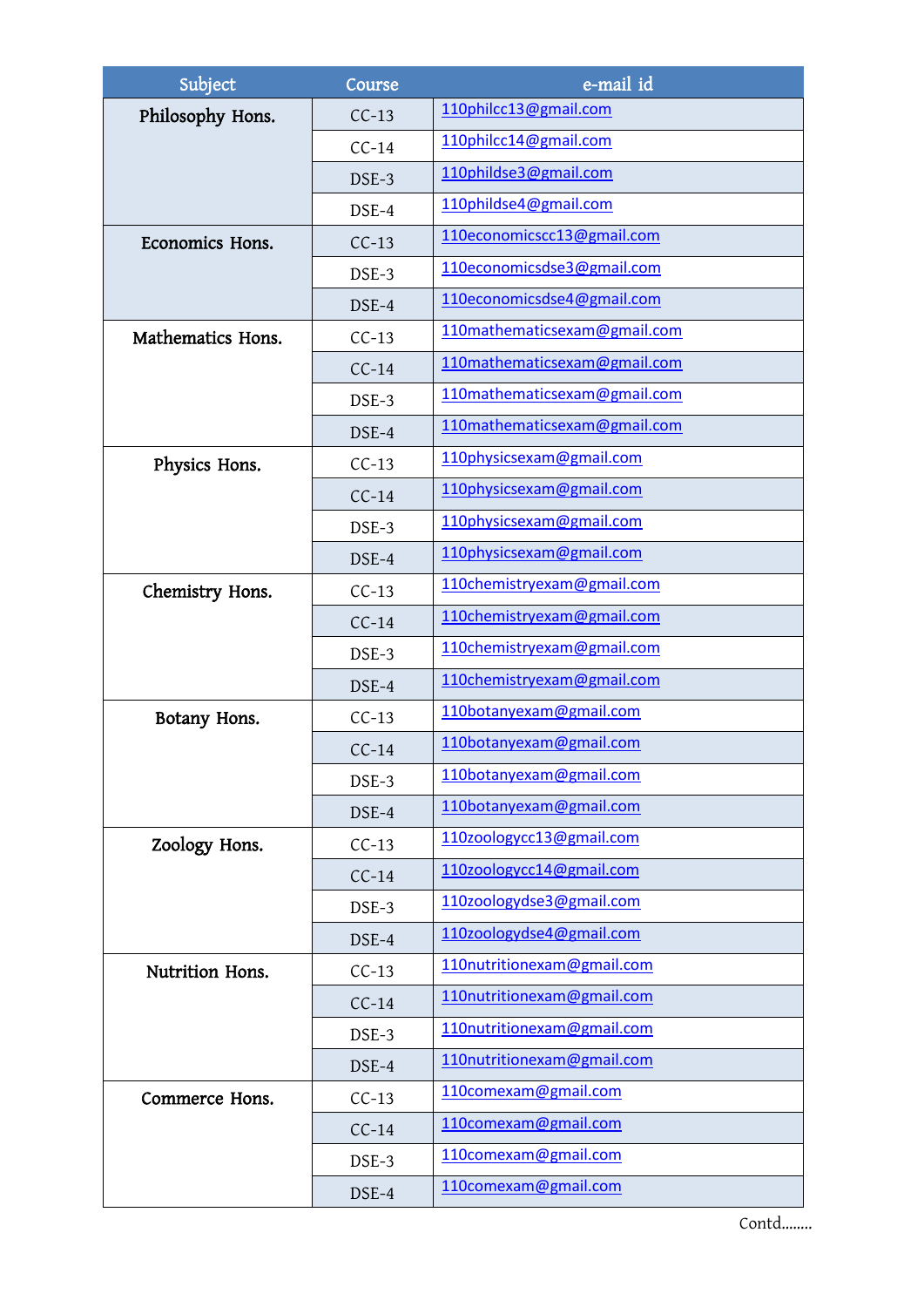| Subject | Course | e-mail id |
|---|---|---|
| Philosophy Hons. | CC-13 | 110philcc13@gmail.com |
| | CC-14 | 110philcc14@gmail.com |
| | DSE-3 | 110phildse3@gmail.com |
| | DSE-4 | 110phildse4@gmail.com |
| Economics Hons. | CC-13 | 110economicscc13@gmail.com |
| | DSE-3 | 110economicsdse3@gmail.com |
| | DSE-4 | 110economicsdse4@gmail.com |
| Mathematics Hons. | CC-13 | 110mathematicsexam@gmail.com |
| | CC-14 | 110mathematicsexam@gmail.com |
| | DSE-3 | 110mathematicsexam@gmail.com |
| | DSE-4 | 110mathematicsexam@gmail.com |
| Physics Hons. | CC-13 | 110physicsexam@gmail.com |
| | CC-14 | 110physicsexam@gmail.com |
| | DSE-3 | 110physicsexam@gmail.com |
| | DSE-4 | 110physicsexam@gmail.com |
| Chemistry Hons. | CC-13 | 110chemistryexam@gmail.com |
| | CC-14 | 110chemistryexam@gmail.com |
| | DSE-3 | 110chemistryexam@gmail.com |
| | DSE-4 | 110chemistryexam@gmail.com |
| Botany Hons. | CC-13 | 110botanyexam@gmail.com |
| | CC-14 | 110botanyexam@gmail.com |
| | DSE-3 | 110botanyexam@gmail.com |
| | DSE-4 | 110botanyexam@gmail.com |
| Zoology Hons. | CC-13 | 110zoologycc13@gmail.com |
| | CC-14 | 110zoologycc14@gmail.com |
| | DSE-3 | 110zoologydse3@gmail.com |
| | DSE-4 | 110zoologydse4@gmail.com |
| Nutrition Hons. | CC-13 | 110nutritionexam@gmail.com |
| | CC-14 | 110nutritionexam@gmail.com |
| | DSE-3 | 110nutritionexam@gmail.com |
| | DSE-4 | 110nutritionexam@gmail.com |
| Commerce Hons. | CC-13 | 110comexam@gmail.com |
| | CC-14 | 110comexam@gmail.com |
| | DSE-3 | 110comexam@gmail.com |
| | DSE-4 | 110comexam@gmail.com |

Contd........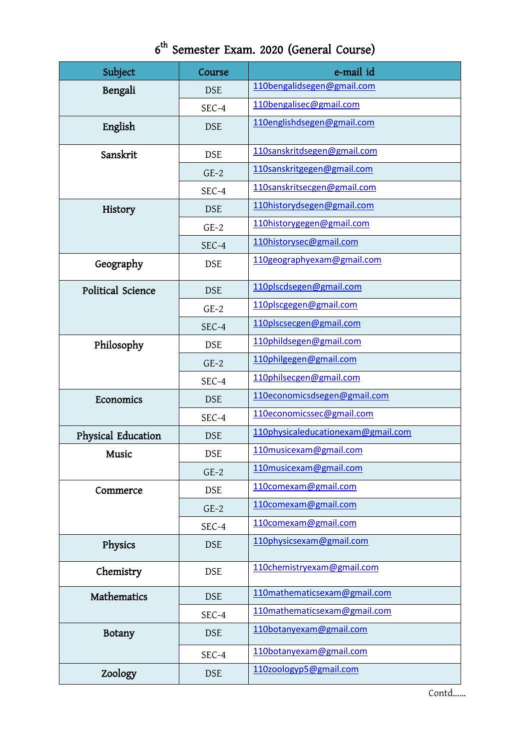# $6^{th}$ Semester Exam. 2020 (General Course)

| Subject | Course | e-mail id |
|---|---|---|
| Bengali | DSE | 110bengalidsegen@gmail.com |
| | SEC-4 | 110bengalisec@gmail.com |
| English | DSE | 110englishdsegen@gmail.com |
| Sanskrit | DSE | 110sanskritdsegen@gmail.com |
| | GE-2 | 110sanskritgegen@gmail.com |
| | SEC-4 | 110sanskritsecgen@gmail.com |
| History | DSE | 110historydsegen@gmail.com |
| | GE-2 | 110historygegen@gmail.com |
| | SEC-4 | 110historysec@gmail.com |
| Geography | DSE | 110geographyexam@gmail.com |
| Political Science | DSE | 110plscdsegen@gmail.com |
| | GE-2 | 110plscgegen@gmail.com |
| | SEC-4 | 110plscsecgen@gmail.com |
| Philosophy | DSE | 110phildsegen@gmail.com |
| | GE-2 | 110philgegen@gmail.com |
| | SEC-4 | 110philsecgen@gmail.com |
| Economics | DSE | 110economicsdsegen@gmail.com |
| | SEC-4 | 110economicssec@gmail.com |
| Physical Education | DSE | 110physicaleducationexam@gmail.com |
| Music | DSE | 110musicexam@gmail.com |
| | GE-2 | 110musicexam@gmail.com |
| Commerce | DSE | 110comexam@gmail.com |
| | GE-2 | 110comexam@gmail.com |
| | SEC-4 | 110comexam@gmail.com |
| Physics | DSE | 110physicsexam@gmail.com |
| Chemistry | DSE | 110chemistryexam@gmail.com |
| Mathematics | DSE | 110mathematicsexam@gmail.com |
| | SEC-4 | 110mathematicsexam@gmail.com |
| Botany | DSE | 110botanyexam@gmail.com |
| | SEC-4 | 110botanyexam@gmail.com |
| Zoology | DSE | 110zoologyp5@gmail.com |

Contd……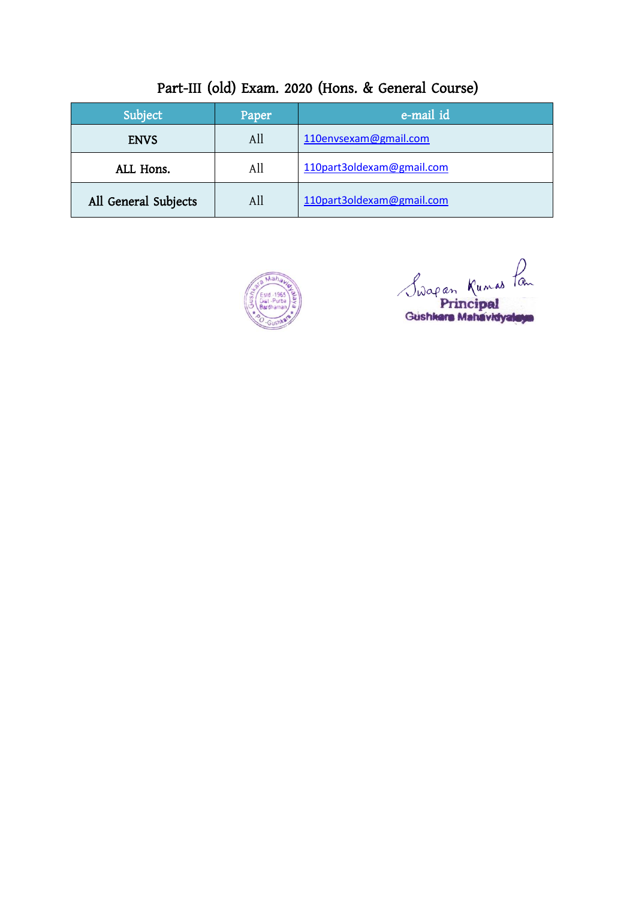## Part-III (old) Exam. 2020 (Hons. & General Course)

| Subject | Paper | e-mail id |
|---|---|---|
| ENVS | All | 110envsexam@gmail.com |
| ALL Hons. | All | 110part3oldexam@gmail.com |
| All General Subjects | All | 110part3oldexam@gmail.com |

Gushkara Mahavidyalaya Estd.-1965 Dist.-Purba Bardhaman PO-Gushkara

Swapan Kumar Pan
Principal
Gushkara Mahavidyalaya